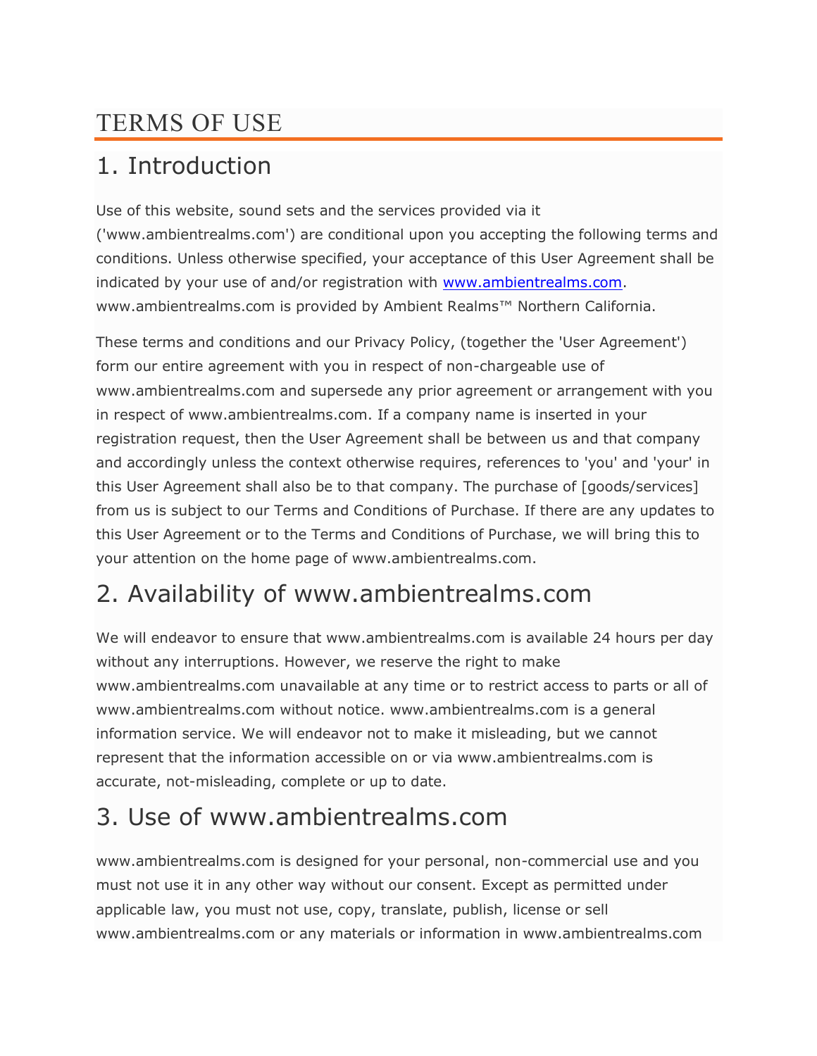# TERMS OF USE

## 1. Introduction

Use of this website, sound sets and the services provided via it ('www.ambientrealms.com') are conditional upon you accepting the following terms and conditions. Unless otherwise specified, your acceptance of this User Agreement shall be indicated by your use of and/or registration with www.ambientrealms.com. www.ambientrealms.com is provided by Ambient Realms™ Northern California.

These terms and conditions and our Privacy Policy, (together the 'User Agreement') form our entire agreement with you in respect of non-chargeable use of www.ambientrealms.com and supersede any prior agreement or arrangement with you in respect of www.ambientrealms.com. If a company name is inserted in your registration request, then the User Agreement shall be between us and that company and accordingly unless the context otherwise requires, references to 'you' and 'your' in this User Agreement shall also be to that company. The purchase of [goods/services] from us is subject to our Terms and Conditions of Purchase. If there are any updates to this User Agreement or to the Terms and Conditions of Purchase, we will bring this to your attention on the home page of www.ambientrealms.com.

## 2. Availability of www.ambientrealms.com

We will endeavor to ensure that www.ambientrealms.com is available 24 hours per day without any interruptions. However, we reserve the right to make www.ambientrealms.com unavailable at any time or to restrict access to parts or all of www.ambientrealms.com without notice. www.ambientrealms.com is a general information service. We will endeavor not to make it misleading, but we cannot represent that the information accessible on or via www.ambientrealms.com is accurate, not-misleading, complete or up to date.

## 3. Use of www.ambientrealms.com

www.ambientrealms.com is designed for your personal, non-commercial use and you must not use it in any other way without our consent. Except as permitted under applicable law, you must not use, copy, translate, publish, license or sell www.ambientrealms.com or any materials or information in www.ambientrealms.com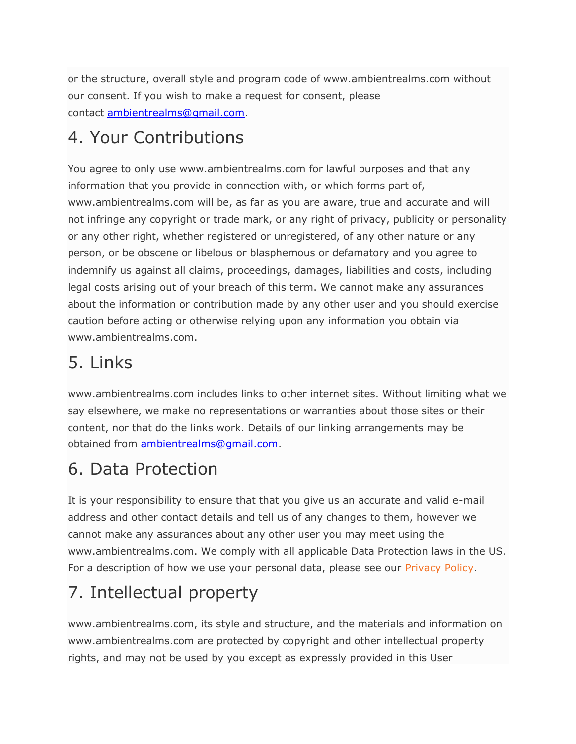or the structure, overall style and program code of www.ambientrealms.com without our consent. If you wish to make a request for consent, please contact [ambientrealms@gmail.com](mailto:ambientrealms@gmail.com).

## 4. Your Contributions

You agree to only use www.ambientrealms.com for lawful purposes and that any information that you provide in connection with, or which forms part of, www.ambientrealms.com will be, as far as you are aware, true and accurate and will not infringe any copyright or trade mark, or any right of privacy, publicity or personality or any other right, whether registered or unregistered, of any other nature or any person, or be obscene or libelous or blasphemous or defamatory and you agree to indemnify us against all claims, proceedings, damages, liabilities and costs, including legal costs arising out of your breach of this term. We cannot make any assurances about the information or contribution made by any other user and you should exercise caution before acting or otherwise relying upon any information you obtain via www.ambientrealms.com.

## 5. Links

www.ambientrealms.com includes links to other internet sites. Without limiting what we say elsewhere, we make no representations or warranties about those sites or their content, nor that do the links work. Details of our linking arrangements may be obtained from [ambientrealms@gmail.com](mailto:ambientrealms@gmail.com).

## 6. Data Protection

It is your responsibility to ensure that that you give us an accurate and valid e-mail address and other contact details and tell us of any changes to them, however we cannot make any assurances about any other user you may meet using the www.ambientrealms.com. We comply with all applicable Data Protection laws in the US. For a description of how we use your personal data, please see our Privacy Policy.

## 7. Intellectual property

www.ambientrealms.com, its style and structure, and the materials and information on www.ambientrealms.com are protected by copyright and other intellectual property rights, and may not be used by you except as expressly provided in this User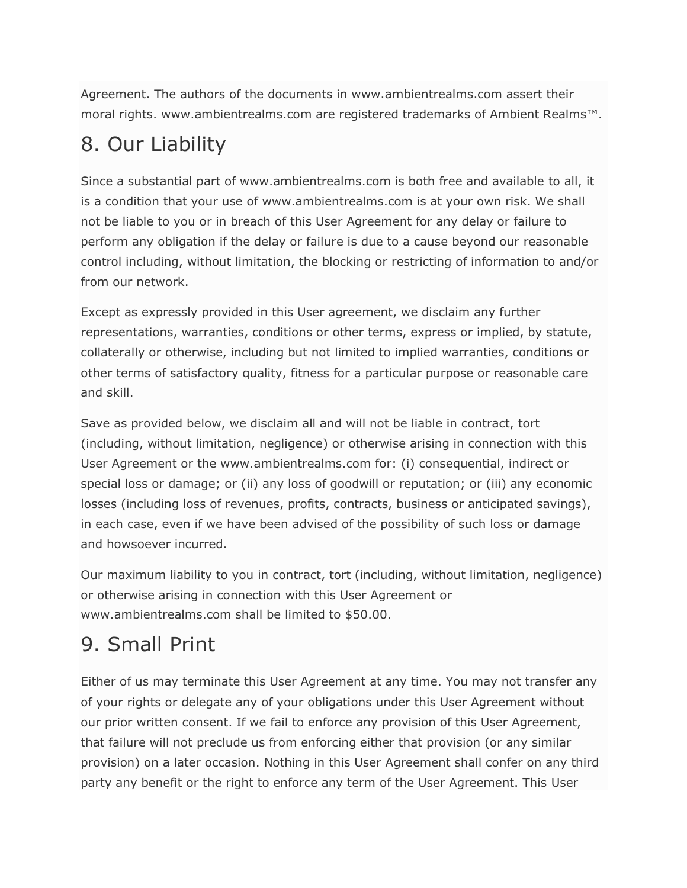Agreement. The authors of the documents in www.ambientrealms.com assert their moral rights. www.ambientrealms.com are registered trademarks of Ambient Realms™.

# 8. Our Liability

Since a substantial part of www.ambientrealms.com is both free and available to all, it is a condition that your use of www.ambientrealms.com is at your own risk. We shall not be liable to you or in breach of this User Agreement for any delay or failure to perform any obligation if the delay or failure is due to a cause beyond our reasonable control including, without limitation, the blocking or restricting of information to and/or from our network.

Except as expressly provided in this User agreement, we disclaim any further representations, warranties, conditions or other terms, express or implied, by statute, collaterally or otherwise, including but not limited to implied warranties, conditions or other terms of satisfactory quality, fitness for a particular purpose or reasonable care and skill.

Save as provided below, we disclaim all and will not be liable in contract, tort (including, without limitation, negligence) or otherwise arising in connection with this User Agreement or the www.ambientrealms.com for: (i) consequential, indirect or special loss or damage; or (ii) any loss of goodwill or reputation; or (iii) any economic losses (including loss of revenues, profits, contracts, business or anticipated savings), in each case, even if we have been advised of the possibility of such loss or damage and howsoever incurred.

Our maximum liability to you in contract, tort (including, without limitation, negligence) or otherwise arising in connection with this User Agreement or www.ambientrealms.com shall be limited to $50.00.

# 9. Small Print

Either of us may terminate this User Agreement at any time. You may not transfer any of your rights or delegate any of your obligations under this User Agreement without our prior written consent. If we fail to enforce any provision of this User Agreement, that failure will not preclude us from enforcing either that provision (or any similar provision) on a later occasion. Nothing in this User Agreement shall confer on any third party any benefit or the right to enforce any term of the User Agreement. This User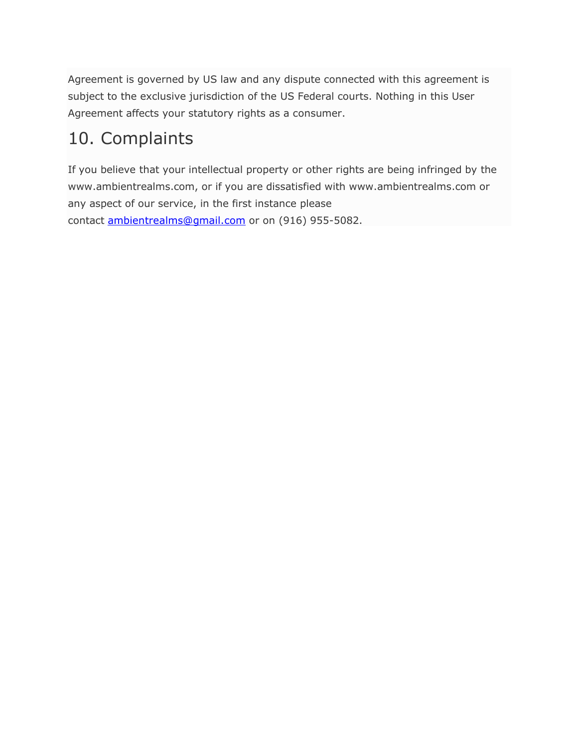Agreement is governed by US law and any dispute connected with this agreement is subject to the exclusive jurisdiction of the US Federal courts. Nothing in this User Agreement affects your statutory rights as a consumer.

## 10. Complaints

If you believe that your intellectual property or other rights are being infringed by the www.ambientrealms.com, or if you are dissatisfied with www.ambientrealms.com or any aspect of our service, in the first instance please contact ambientrealms@gmail.com or on (916) 955-5082.